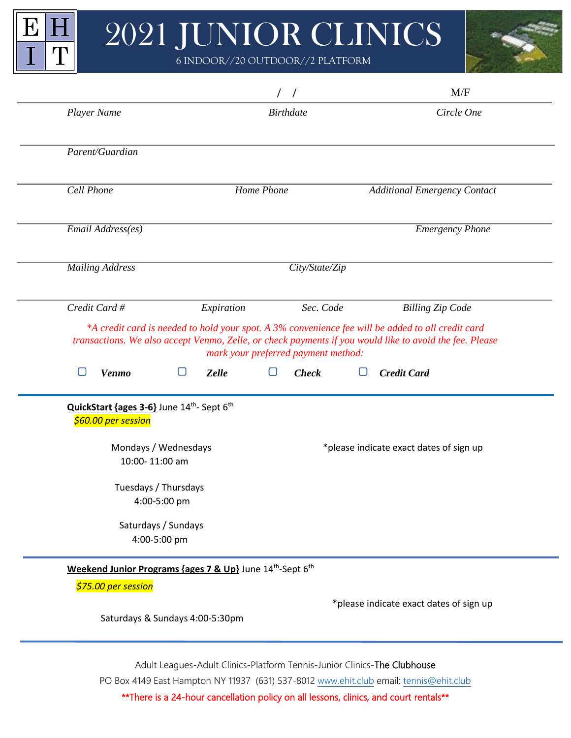EHIT

# 2021 JUNIOR CLINICS

6 INDOOR//20 OUTDOOR//2 PLATFORM

| Player Name | Birthdate / / | Circle One M/F |
|---|---|---|

Parent/Guardian

| Cell Phone | Home Phone | Additional Emergency Contact |
|---|---|---|

| Email Address(es) | Emergency Phone |
|---|---|

| Mailing Address | City/State/Zip |
|---|---|

| Credit Card # | Expiration | Sec. Code | Billing Zip Code |
|---|---|---|---|

*\*A credit card is needed to hold your spot. A 3% convenience fee will be added to all credit card transactions. We also accept Venmo, Zelle, or check payments if you would like to avoid the fee. Please mark your preferred payment method:*

- ☐ ***Venmo***
- ☐ ***Zelle***
- ☐ ***Check***
- ☐ ***Credit Card***

---

**QuickStart {ages 3-6}** June 14th- Sept 6th

*$60.00 per session*

\*please indicate exact dates of sign up

Mondays / Wednesdays
10:00- 11:00 am

Tuesdays / Thursdays
4:00-5:00 pm

Saturdays / Sundays
4:00-5:00 pm

---

**Weekend Junior Programs {ages 7 & Up}** June 14th-Sept 6th

*$75.00 per session*

\*please indicate exact dates of sign up

Saturdays & Sundays 4:00-5:30pm

---

Adult Leagues-Adult Clinics-Platform Tennis-Junior Clinics-The Clubhouse

PO Box 4149 East Hampton NY 11937 (631) 537-8012 www.ehit.club email: tennis@ehit.club

\*\*There is a 24-hour cancellation policy on all lessons, clinics, and court rentals\*\*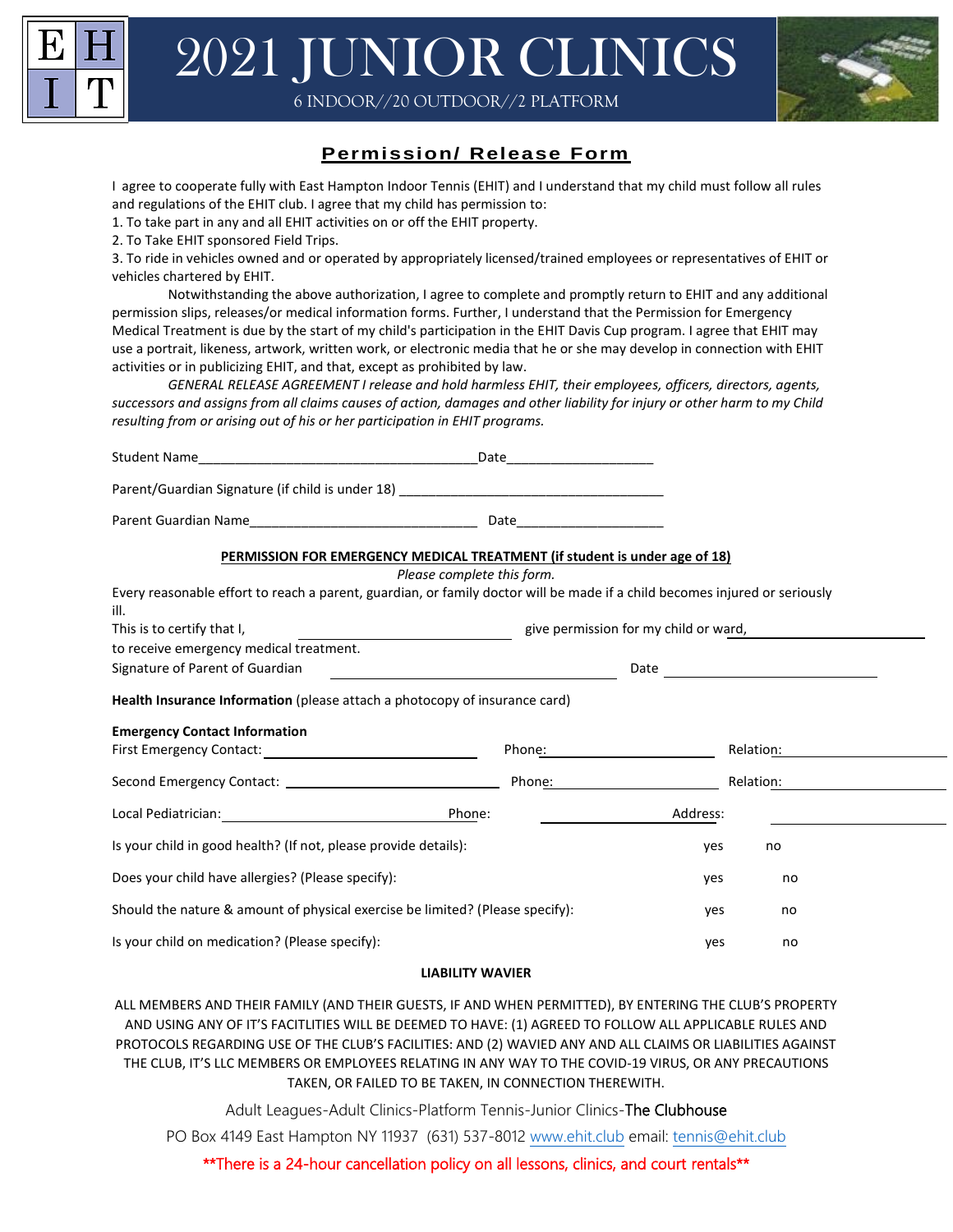# 2021 JUNIOR CLINICS

6 INDOOR//20 OUTDOOR//2 PLATFORM

## Permission/ Release Form

I agree to cooperate fully with East Hampton Indoor Tennis (EHIT) and I understand that my child must follow all rules and regulations of the EHIT club. I agree that my child has permission to:

1. To take part in any and all EHIT activities on or off the EHIT property.
2. To Take EHIT sponsored Field Trips.
3. To ride in vehicles owned and or operated by appropriately licensed/trained employees or representatives of EHIT or vehicles chartered by EHIT.

Notwithstanding the above authorization, I agree to complete and promptly return to EHIT and any additional permission slips, releases/or medical information forms. Further, I understand that the Permission for Emergency Medical Treatment is due by the start of my child's participation in the EHIT Davis Cup program. I agree that EHIT may use a portrait, likeness, artwork, written work, or electronic media that he or she may develop in connection with EHIT activities or in publicizing EHIT, and that, except as prohibited by law.

*GENERAL RELEASE AGREEMENT I release and hold harmless EHIT, their employees, officers, directors, agents, successors and assigns from all claims causes of action, damages and other liability for injury or other harm to my Child resulting from or arising out of his or her participation in EHIT programs.*

Student Name______________________________________Date____________________

Parent/Guardian Signature (if child is under 18) ____________________________________

Parent Guardian Name______________________________ Date____________________

**PERMISSION FOR EMERGENCY MEDICAL TREATMENT (if student is under age of 18)**

*Please complete this form.*

Every reasonable effort to reach a parent, guardian, or family doctor will be made if a child becomes injured or seriously ill.

This is to certify that I, ____________________ give permission for my child or ward, ____________________ to receive emergency medical treatment.

Signature of Parent of Guardian ____________________ Date ____________________

**Health Insurance Information** (please attach a photocopy of insurance card)

**Emergency Contact Information**

First Emergency Contact: ____________________ Phone: ____________________ Relation: ____________________

Second Emergency Contact: ____________________ Phone: ____________________ Relation: ____________________

Local Pediatrician: ____________________ Phone: ____________________ Address: ____________________

Is your child in good health? (If not, please provide details): yes no

Does your child have allergies? (Please specify): yes no

Should the nature & amount of physical exercise be limited? (Please specify): yes no

Is your child on medication? (Please specify): yes no

**LIABILITY WAVIER**

ALL MEMBERS AND THEIR FAMILY (AND THEIR GUESTS, IF AND WHEN PERMITTED), BY ENTERING THE CLUB'S PROPERTY AND USING ANY OF IT'S FACITLITIES WILL BE DEEMED TO HAVE: (1) AGREED TO FOLLOW ALL APPLICABLE RULES AND PROTOCOLS REGARDING USE OF THE CLUB'S FACILITIES: AND (2) WAVIED ANY AND ALL CLAIMS OR LIABILITIES AGAINST THE CLUB, IT'S LLC MEMBERS OR EMPLOYEES RELATING IN ANY WAY TO THE COVID-19 VIRUS, OR ANY PRECAUTIONS TAKEN, OR FAILED TO BE TAKEN, IN CONNECTION THEREWITH.

Adult Leagues-Adult Clinics-Platform Tennis-Junior Clinics-The Clubhouse

PO Box 4149 East Hampton NY 11937 (631) 537-8012 www.ehit.club email: tennis@ehit.club

**There is a 24-hour cancellation policy on all lessons, clinics, and court rentals**